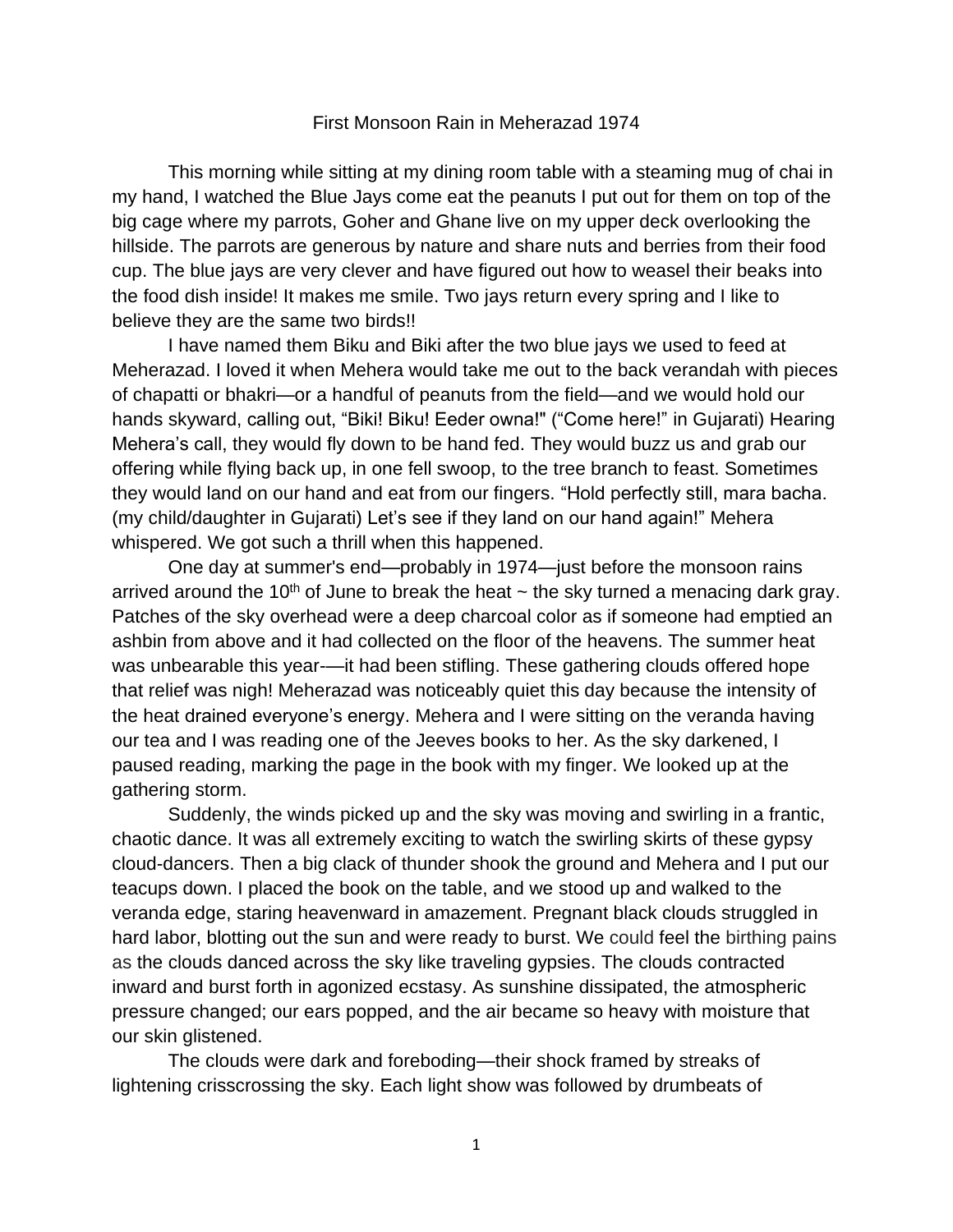# First Monsoon Rain in Meherazad 1974

This morning while sitting at my dining room table with a steaming mug of chai in my hand, I watched the Blue Jays come eat the peanuts I put out for them on top of the big cage where my parrots, Goher and Ghane live on my upper deck overlooking the hillside. The parrots are generous by nature and share nuts and berries from their food cup. The blue jays are very clever and have figured out how to weasel their beaks into the food dish inside! It makes me smile. Two jays return every spring and I like to believe they are the same two birds!!

I have named them Biku and Biki after the two blue jays we used to feed at Meherazad. I loved it when Mehera would take me out to the back verandah with pieces of chapatti or bhakri—or a handful of peanuts from the field—and we would hold our hands skyward, calling out, "Biki! Biku! Eeder owna!" ("Come here!" in Gujarati) Hearing Mehera's call, they would fly down to be hand fed. They would buzz us and grab our offering while flying back up, in one fell swoop, to the tree branch to feast. Sometimes they would land on our hand and eat from our fingers. "Hold perfectly still, mara bacha. (my child/daughter in Gujarati) Let's see if they land on our hand again!" Mehera whispered. We got such a thrill when this happened.

One day at summer's end—probably in 1974—just before the monsoon rains arrived around the 10th of June to break the heat ~ the sky turned a menacing dark gray. Patches of the sky overhead were a deep charcoal color as if someone had emptied an ashbin from above and it had collected on the floor of the heavens. The summer heat was unbearable this year-—it had been stifling. These gathering clouds offered hope that relief was nigh! Meherazad was noticeably quiet this day because the intensity of the heat drained everyone's energy. Mehera and I were sitting on the veranda having our tea and I was reading one of the Jeeves books to her. As the sky darkened, I paused reading, marking the page in the book with my finger. We looked up at the gathering storm.

Suddenly, the winds picked up and the sky was moving and swirling in a frantic, chaotic dance. It was all extremely exciting to watch the swirling skirts of these gypsy cloud-dancers. Then a big clack of thunder shook the ground and Mehera and I put our teacups down. I placed the book on the table, and we stood up and walked to the veranda edge, staring heavenward in amazement. Pregnant black clouds struggled in hard labor, blotting out the sun and were ready to burst. We could feel the birthing pains as the clouds danced across the sky like traveling gypsies. The clouds contracted inward and burst forth in agonized ecstasy. As sunshine dissipated, the atmospheric pressure changed; our ears popped, and the air became so heavy with moisture that our skin glistened.

The clouds were dark and foreboding—their shock framed by streaks of lightening crisscrossing the sky. Each light show was followed by drumbeats of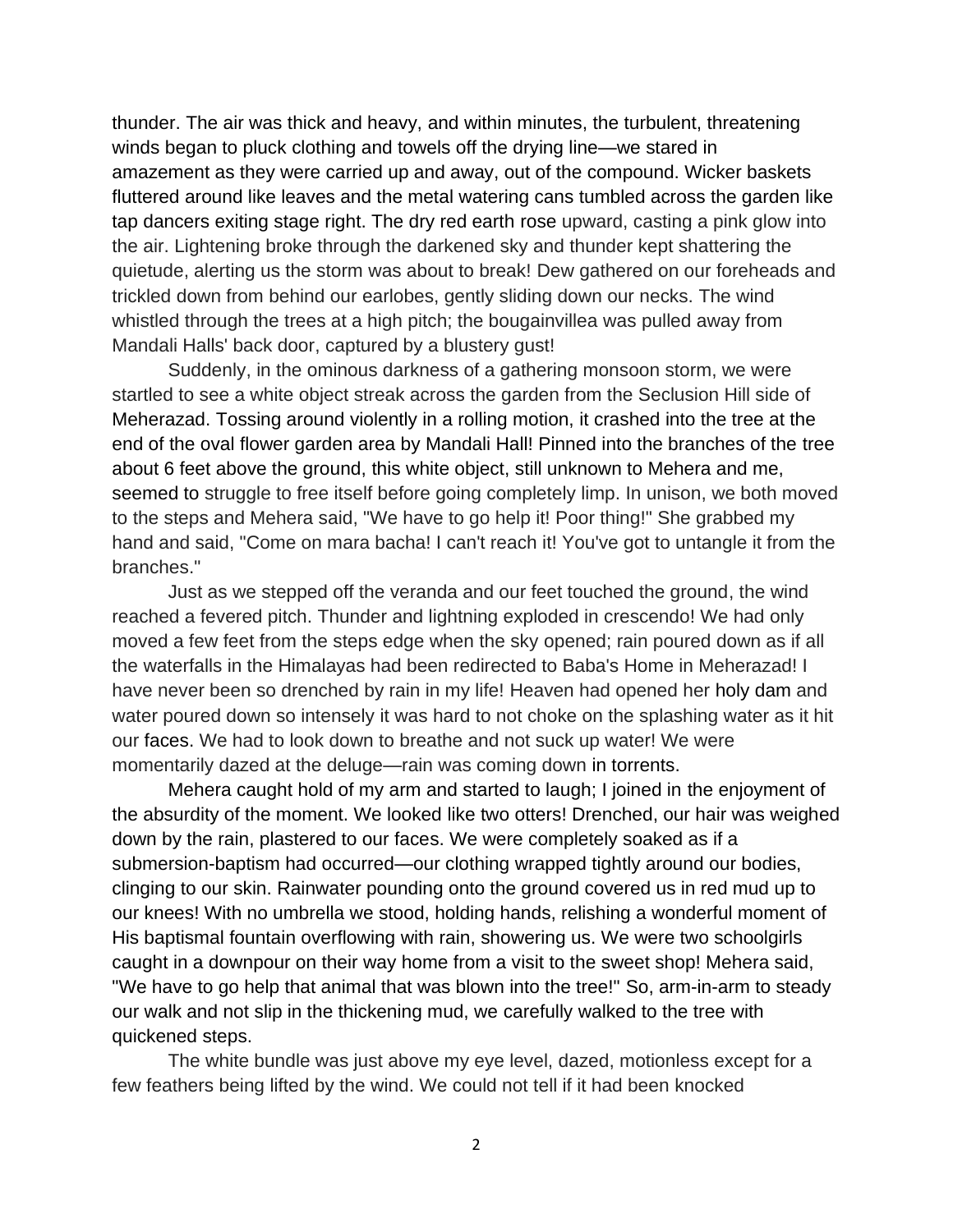thunder. The air was thick and heavy, and within minutes, the turbulent, threatening winds began to pluck clothing and towels off the drying line—we stared in amazement as they were carried up and away, out of the compound. Wicker baskets fluttered around like leaves and the metal watering cans tumbled across the garden like tap dancers exiting stage right. The dry red earth rose upward, casting a pink glow into the air. Lightening broke through the darkened sky and thunder kept shattering the quietude, alerting us the storm was about to break! Dew gathered on our foreheads and trickled down from behind our earlobes, gently sliding down our necks. The wind whistled through the trees at a high pitch; the bougainvillea was pulled away from Mandali Halls' back door, captured by a blustery gust!

Suddenly, in the ominous darkness of a gathering monsoon storm, we were startled to see a white object streak across the garden from the Seclusion Hill side of Meherazad. Tossing around violently in a rolling motion, it crashed into the tree at the end of the oval flower garden area by Mandali Hall! Pinned into the branches of the tree about 6 feet above the ground, this white object, still unknown to Mehera and me, seemed to struggle to free itself before going completely limp. In unison, we both moved to the steps and Mehera said, "We have to go help it! Poor thing!" She grabbed my hand and said, "Come on mara bacha! I can't reach it! You've got to untangle it from the branches."

Just as we stepped off the veranda and our feet touched the ground, the wind reached a fevered pitch. Thunder and lightning exploded in crescendo! We had only moved a few feet from the steps edge when the sky opened; rain poured down as if all the waterfalls in the Himalayas had been redirected to Baba's Home in Meherazad! I have never been so drenched by rain in my life! Heaven had opened her holy dam and water poured down so intensely it was hard to not choke on the splashing water as it hit our faces. We had to look down to breathe and not suck up water! We were momentarily dazed at the deluge—rain was coming down in torrents.

Mehera caught hold of my arm and started to laugh; I joined in the enjoyment of the absurdity of the moment. We looked like two otters! Drenched, our hair was weighed down by the rain, plastered to our faces. We were completely soaked as if a submersion-baptism had occurred—our clothing wrapped tightly around our bodies, clinging to our skin. Rainwater pounding onto the ground covered us in red mud up to our knees! With no umbrella we stood, holding hands, relishing a wonderful moment of His baptismal fountain overflowing with rain, showering us. We were two schoolgirls caught in a downpour on their way home from a visit to the sweet shop! Mehera said, "We have to go help that animal that was blown into the tree!" So, arm-in-arm to steady our walk and not slip in the thickening mud, we carefully walked to the tree with quickened steps.

The white bundle was just above my eye level, dazed, motionless except for a few feathers being lifted by the wind. We could not tell if it had been knocked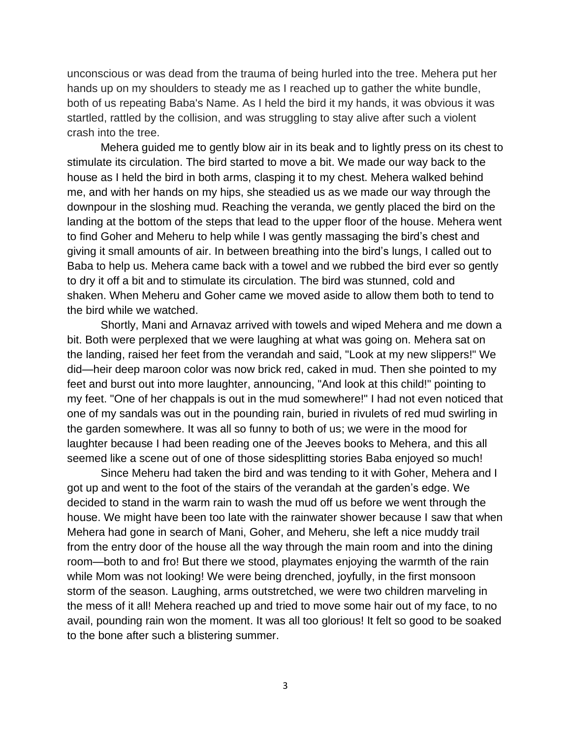unconscious or was dead from the trauma of being hurled into the tree. Mehera put her hands up on my shoulders to steady me as I reached up to gather the white bundle, both of us repeating Baba's Name. As I held the bird it my hands, it was obvious it was startled, rattled by the collision, and was struggling to stay alive after such a violent crash into the tree.

Mehera guided me to gently blow air in its beak and to lightly press on its chest to stimulate its circulation. The bird started to move a bit. We made our way back to the house as I held the bird in both arms, clasping it to my chest. Mehera walked behind me, and with her hands on my hips, she steadied us as we made our way through the downpour in the sloshing mud. Reaching the veranda, we gently placed the bird on the landing at the bottom of the steps that lead to the upper floor of the house. Mehera went to find Goher and Meheru to help while I was gently massaging the bird's chest and giving it small amounts of air. In between breathing into the bird's lungs, I called out to Baba to help us. Mehera came back with a towel and we rubbed the bird ever so gently to dry it off a bit and to stimulate its circulation. The bird was stunned, cold and shaken. When Meheru and Goher came we moved aside to allow them both to tend to the bird while we watched.

Shortly, Mani and Arnavaz arrived with towels and wiped Mehera and me down a bit. Both were perplexed that we were laughing at what was going on. Mehera sat on the landing, raised her feet from the verandah and said, "Look at my new slippers!" We did—heir deep maroon color was now brick red, caked in mud. Then she pointed to my feet and burst out into more laughter, announcing, "And look at this child!" pointing to my feet. "One of her chappals is out in the mud somewhere!" I had not even noticed that one of my sandals was out in the pounding rain, buried in rivulets of red mud swirling in the garden somewhere. It was all so funny to both of us; we were in the mood for laughter because I had been reading one of the Jeeves books to Mehera, and this all seemed like a scene out of one of those sidesplitting stories Baba enjoyed so much!

Since Meheru had taken the bird and was tending to it with Goher, Mehera and I got up and went to the foot of the stairs of the verandah at the garden's edge. We decided to stand in the warm rain to wash the mud off us before we went through the house. We might have been too late with the rainwater shower because I saw that when Mehera had gone in search of Mani, Goher, and Meheru, she left a nice muddy trail from the entry door of the house all the way through the main room and into the dining room—both to and fro! But there we stood, playmates enjoying the warmth of the rain while Mom was not looking! We were being drenched, joyfully, in the first monsoon storm of the season. Laughing, arms outstretched, we were two children marveling in the mess of it all! Mehera reached up and tried to move some hair out of my face, to no avail, pounding rain won the moment. It was all too glorious! It felt so good to be soaked to the bone after such a blistering summer.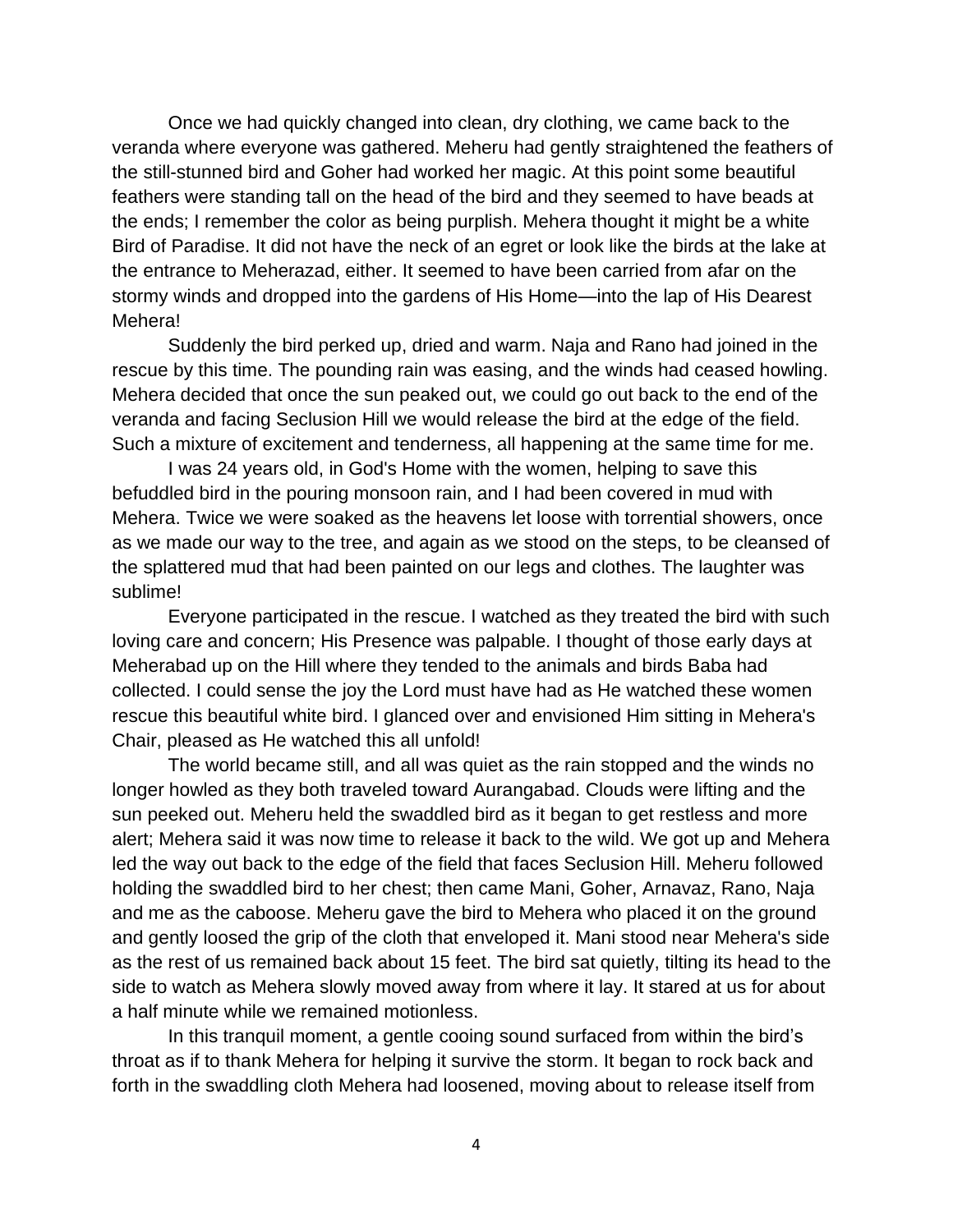Once we had quickly changed into clean, dry clothing, we came back to the veranda where everyone was gathered. Meheru had gently straightened the feathers of the still-stunned bird and Goher had worked her magic. At this point some beautiful feathers were standing tall on the head of the bird and they seemed to have beads at the ends; I remember the color as being purplish. Mehera thought it might be a white Bird of Paradise. It did not have the neck of an egret or look like the birds at the lake at the entrance to Meherazad, either. It seemed to have been carried from afar on the stormy winds and dropped into the gardens of His Home—into the lap of His Dearest Mehera!

Suddenly the bird perked up, dried and warm. Naja and Rano had joined in the rescue by this time. The pounding rain was easing, and the winds had ceased howling. Mehera decided that once the sun peaked out, we could go out back to the end of the veranda and facing Seclusion Hill we would release the bird at the edge of the field. Such a mixture of excitement and tenderness, all happening at the same time for me.

I was 24 years old, in God's Home with the women, helping to save this befuddled bird in the pouring monsoon rain, and I had been covered in mud with Mehera. Twice we were soaked as the heavens let loose with torrential showers, once as we made our way to the tree, and again as we stood on the steps, to be cleansed of the splattered mud that had been painted on our legs and clothes. The laughter was sublime!

Everyone participated in the rescue. I watched as they treated the bird with such loving care and concern; His Presence was palpable. I thought of those early days at Meherabad up on the Hill where they tended to the animals and birds Baba had collected. I could sense the joy the Lord must have had as He watched these women rescue this beautiful white bird. I glanced over and envisioned Him sitting in Mehera's Chair, pleased as He watched this all unfold!

The world became still, and all was quiet as the rain stopped and the winds no longer howled as they both traveled toward Aurangabad. Clouds were lifting and the sun peeked out. Meheru held the swaddled bird as it began to get restless and more alert; Mehera said it was now time to release it back to the wild. We got up and Mehera led the way out back to the edge of the field that faces Seclusion Hill. Meheru followed holding the swaddled bird to her chest; then came Mani, Goher, Arnavaz, Rano, Naja and me as the caboose. Meheru gave the bird to Mehera who placed it on the ground and gently loosed the grip of the cloth that enveloped it. Mani stood near Mehera's side as the rest of us remained back about 15 feet. The bird sat quietly, tilting its head to the side to watch as Mehera slowly moved away from where it lay. It stared at us for about a half minute while we remained motionless.

In this tranquil moment, a gentle cooing sound surfaced from within the bird's throat as if to thank Mehera for helping it survive the storm. It began to rock back and forth in the swaddling cloth Mehera had loosened, moving about to release itself from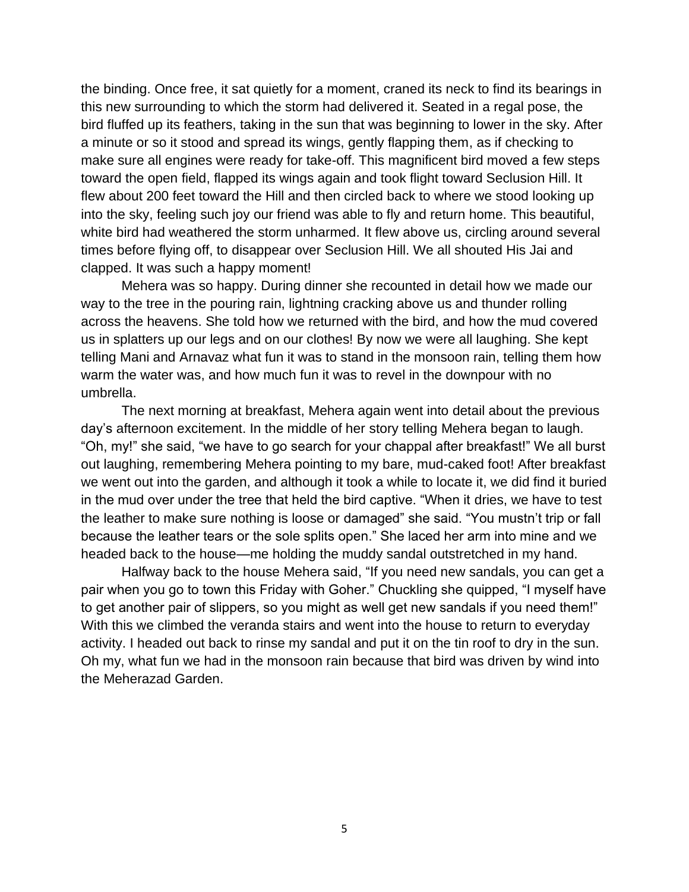the binding. Once free, it sat quietly for a moment, craned its neck to find its bearings in this new surrounding to which the storm had delivered it. Seated in a regal pose, the bird fluffed up its feathers, taking in the sun that was beginning to lower in the sky. After a minute or so it stood and spread its wings, gently flapping them, as if checking to make sure all engines were ready for take-off. This magnificent bird moved a few steps toward the open field, flapped its wings again and took flight toward Seclusion Hill. It flew about 200 feet toward the Hill and then circled back to where we stood looking up into the sky, feeling such joy our friend was able to fly and return home. This beautiful, white bird had weathered the storm unharmed. It flew above us, circling around several times before flying off, to disappear over Seclusion Hill. We all shouted His Jai and clapped. It was such a happy moment!

Mehera was so happy. During dinner she recounted in detail how we made our way to the tree in the pouring rain, lightning cracking above us and thunder rolling across the heavens. She told how we returned with the bird, and how the mud covered us in splatters up our legs and on our clothes! By now we were all laughing. She kept telling Mani and Arnavaz what fun it was to stand in the monsoon rain, telling them how warm the water was, and how much fun it was to revel in the downpour with no umbrella.

The next morning at breakfast, Mehera again went into detail about the previous day's afternoon excitement. In the middle of her story telling Mehera began to laugh. "Oh, my!" she said, "we have to go search for your chappal after breakfast!" We all burst out laughing, remembering Mehera pointing to my bare, mud-caked foot! After breakfast we went out into the garden, and although it took a while to locate it, we did find it buried in the mud over under the tree that held the bird captive. "When it dries, we have to test the leather to make sure nothing is loose or damaged" she said. "You mustn't trip or fall because the leather tears or the sole splits open." She laced her arm into mine and we headed back to the house—me holding the muddy sandal outstretched in my hand.

Halfway back to the house Mehera said, "If you need new sandals, you can get a pair when you go to town this Friday with Goher." Chuckling she quipped, "I myself have to get another pair of slippers, so you might as well get new sandals if you need them!" With this we climbed the veranda stairs and went into the house to return to everyday activity. I headed out back to rinse my sandal and put it on the tin roof to dry in the sun. Oh my, what fun we had in the monsoon rain because that bird was driven by wind into the Meherazad Garden.